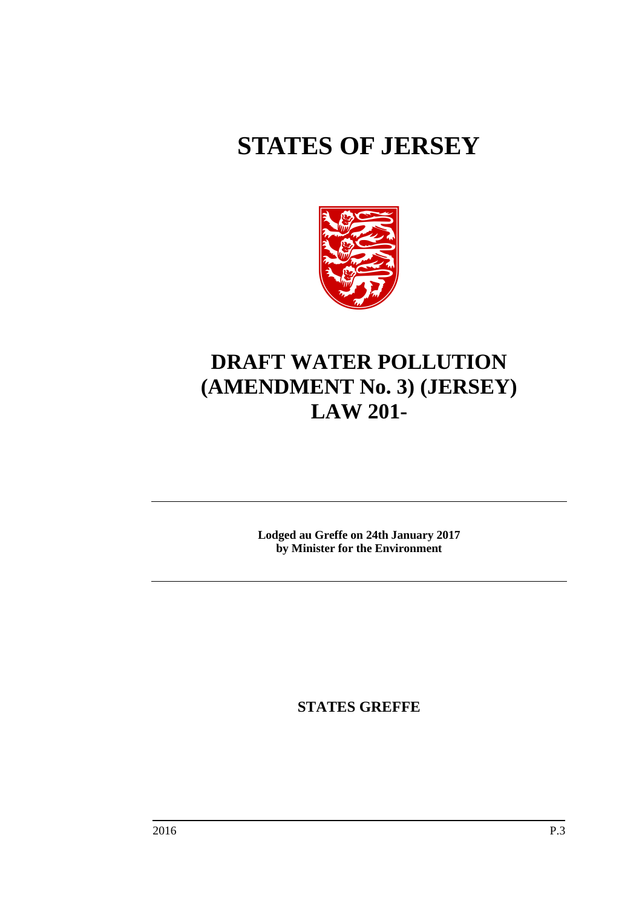# STATES OF JERSEY

# DRAFT WATER POLLUTION (AMENDMENT No. 3) (JERSEY) LAW 201-

**Lodged au Greffe on 24th January 2017**
**by Minister for the Environment**

**STATES GREFFE**

2016 P.3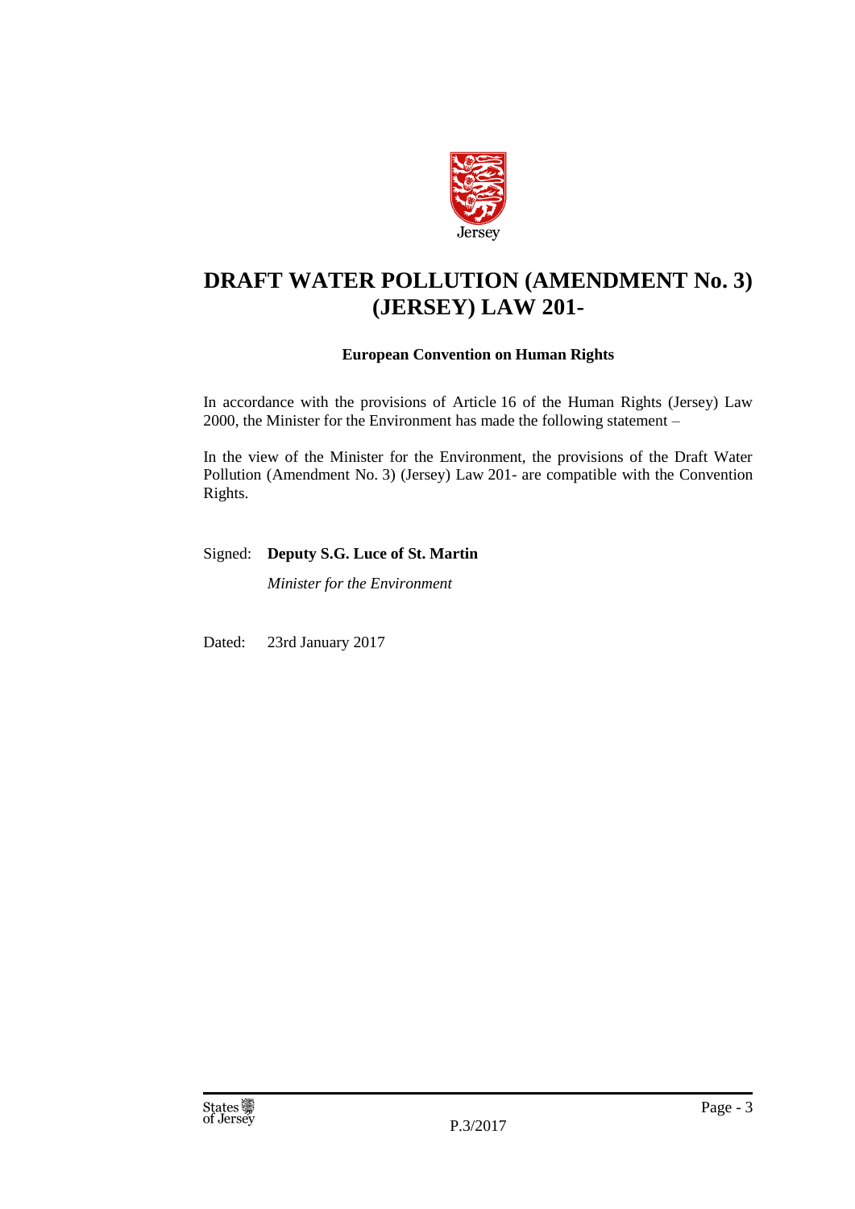# DRAFT WATER POLLUTION (AMENDMENT No. 3) (JERSEY) LAW 201-

**European Convention on Human Rights**

In accordance with the provisions of Article 16 of the Human Rights (Jersey) Law 2000, the Minister for the Environment has made the following statement –

In the view of the Minister for the Environment, the provisions of the Draft Water Pollution (Amendment No. 3) (Jersey) Law 201- are compatible with the Convention Rights.

Signed: **Deputy S.G. Luce of St. Martin**

*Minister for the Environment*

Dated: 23rd January 2017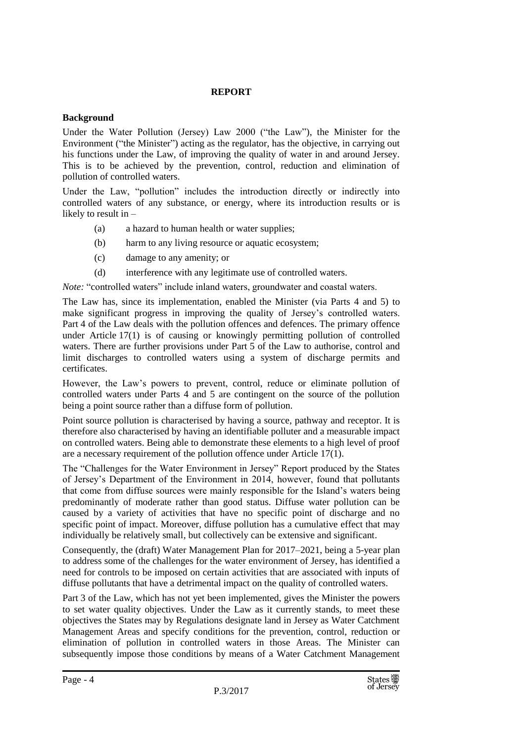**REPORT**

**Background**

Under the Water Pollution (Jersey) Law 2000 ("the Law"), the Minister for the Environment ("the Minister") acting as the regulator, has the objective, in carrying out his functions under the Law, of improving the quality of water in and around Jersey. This is to be achieved by the prevention, control, reduction and elimination of pollution of controlled waters.

Under the Law, "pollution" includes the introduction directly or indirectly into controlled waters of any substance, or energy, where its introduction results or is likely to result in –

- (a) a hazard to human health or water supplies;
- (b) harm to any living resource or aquatic ecosystem;
- (c) damage to any amenity; or
- (d) interference with any legitimate use of controlled waters.

*Note:* "controlled waters" include inland waters, groundwater and coastal waters.

The Law has, since its implementation, enabled the Minister (via Parts 4 and 5) to make significant progress in improving the quality of Jersey's controlled waters. Part 4 of the Law deals with the pollution offences and defences. The primary offence under Article 17(1) is of causing or knowingly permitting pollution of controlled waters. There are further provisions under Part 5 of the Law to authorise, control and limit discharges to controlled waters using a system of discharge permits and certificates.

However, the Law's powers to prevent, control, reduce or eliminate pollution of controlled waters under Parts 4 and 5 are contingent on the source of the pollution being a point source rather than a diffuse form of pollution.

Point source pollution is characterised by having a source, pathway and receptor. It is therefore also characterised by having an identifiable polluter and a measurable impact on controlled waters. Being able to demonstrate these elements to a high level of proof are a necessary requirement of the pollution offence under Article 17(1).

The "Challenges for the Water Environment in Jersey" Report produced by the States of Jersey's Department of the Environment in 2014, however, found that pollutants that come from diffuse sources were mainly responsible for the Island's waters being predominantly of moderate rather than good status. Diffuse water pollution can be caused by a variety of activities that have no specific point of discharge and no specific point of impact. Moreover, diffuse pollution has a cumulative effect that may individually be relatively small, but collectively can be extensive and significant.

Consequently, the (draft) Water Management Plan for 2017–2021, being a 5-year plan to address some of the challenges for the water environment of Jersey, has identified a need for controls to be imposed on certain activities that are associated with inputs of diffuse pollutants that have a detrimental impact on the quality of controlled waters.

Part 3 of the Law, which has not yet been implemented, gives the Minister the powers to set water quality objectives. Under the Law as it currently stands, to meet these objectives the States may by Regulations designate land in Jersey as Water Catchment Management Areas and specify conditions for the prevention, control, reduction or elimination of pollution in controlled waters in those Areas. The Minister can subsequently impose those conditions by means of a Water Catchment Management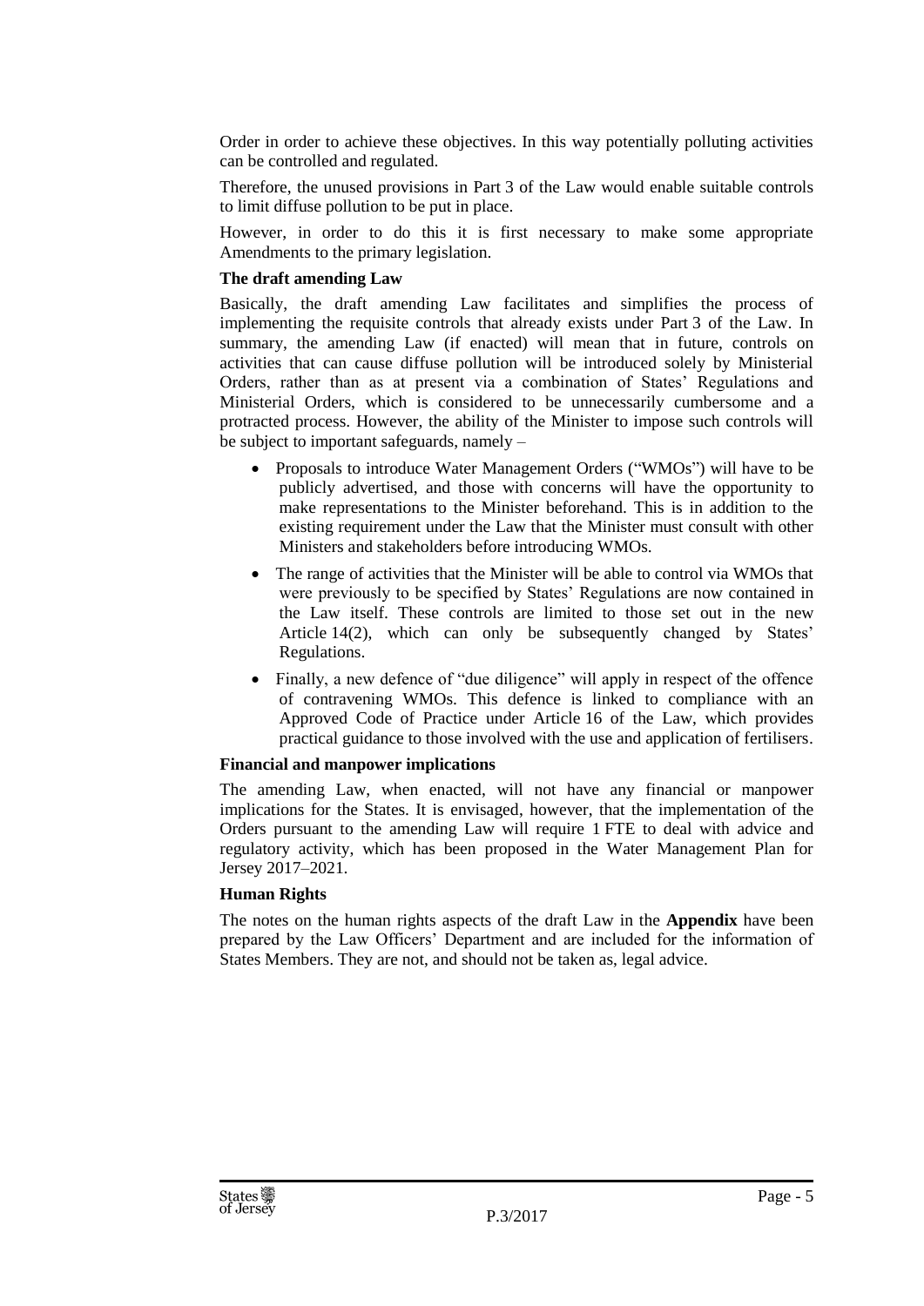Order in order to achieve these objectives. In this way potentially polluting activities can be controlled and regulated.

Therefore, the unused provisions in Part 3 of the Law would enable suitable controls to limit diffuse pollution to be put in place.

However, in order to do this it is first necessary to make some appropriate Amendments to the primary legislation.

**The draft amending Law**

Basically, the draft amending Law facilitates and simplifies the process of implementing the requisite controls that already exists under Part 3 of the Law. In summary, the amending Law (if enacted) will mean that in future, controls on activities that can cause diffuse pollution will be introduced solely by Ministerial Orders, rather than as at present via a combination of States' Regulations and Ministerial Orders, which is considered to be unnecessarily cumbersome and a protracted process. However, the ability of the Minister to impose such controls will be subject to important safeguards, namely –

- Proposals to introduce Water Management Orders ("WMOs") will have to be publicly advertised, and those with concerns will have the opportunity to make representations to the Minister beforehand. This is in addition to the existing requirement under the Law that the Minister must consult with other Ministers and stakeholders before introducing WMOs.
- The range of activities that the Minister will be able to control via WMOs that were previously to be specified by States' Regulations are now contained in the Law itself. These controls are limited to those set out in the new Article 14(2), which can only be subsequently changed by States' Regulations.
- Finally, a new defence of "due diligence" will apply in respect of the offence of contravening WMOs. This defence is linked to compliance with an Approved Code of Practice under Article 16 of the Law, which provides practical guidance to those involved with the use and application of fertilisers.

**Financial and manpower implications**

The amending Law, when enacted, will not have any financial or manpower implications for the States. It is envisaged, however, that the implementation of the Orders pursuant to the amending Law will require 1 FTE to deal with advice and regulatory activity, which has been proposed in the Water Management Plan for Jersey 2017–2021.

**Human Rights**

The notes on the human rights aspects of the draft Law in the **Appendix** have been prepared by the Law Officers' Department and are included for the information of States Members. They are not, and should not be taken as, legal advice.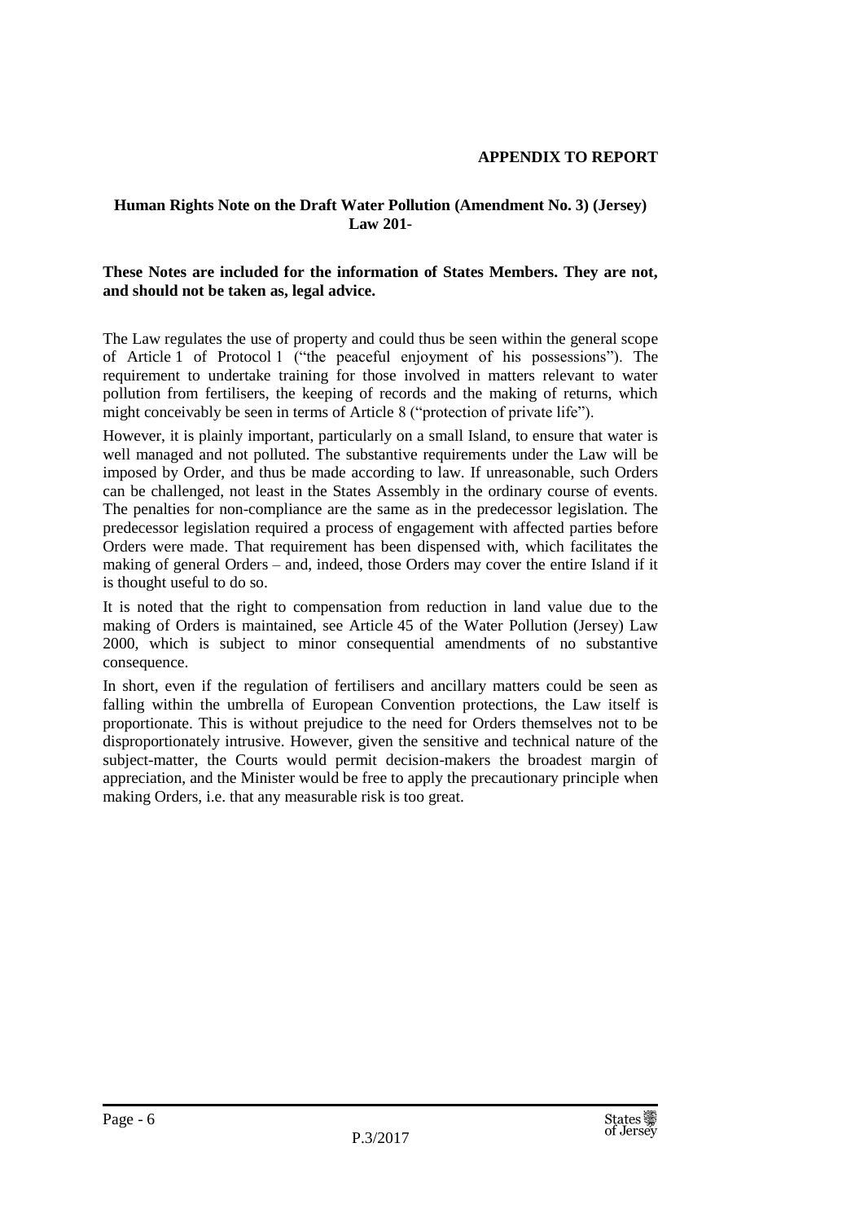**APPENDIX TO REPORT**

**Human Rights Note on the Draft Water Pollution (Amendment No. 3) (Jersey) Law 201-**

**These Notes are included for the information of States Members. They are not, and should not be taken as, legal advice.**

The Law regulates the use of property and could thus be seen within the general scope of Article 1 of Protocol 1 ("the peaceful enjoyment of his possessions"). The requirement to undertake training for those involved in matters relevant to water pollution from fertilisers, the keeping of records and the making of returns, which might conceivably be seen in terms of Article 8 ("protection of private life").

However, it is plainly important, particularly on a small Island, to ensure that water is well managed and not polluted. The substantive requirements under the Law will be imposed by Order, and thus be made according to law. If unreasonable, such Orders can be challenged, not least in the States Assembly in the ordinary course of events. The penalties for non-compliance are the same as in the predecessor legislation. The predecessor legislation required a process of engagement with affected parties before Orders were made. That requirement has been dispensed with, which facilitates the making of general Orders – and, indeed, those Orders may cover the entire Island if it is thought useful to do so.

It is noted that the right to compensation from reduction in land value due to the making of Orders is maintained, see Article 45 of the Water Pollution (Jersey) Law 2000, which is subject to minor consequential amendments of no substantive consequence.

In short, even if the regulation of fertilisers and ancillary matters could be seen as falling within the umbrella of European Convention protections, the Law itself is proportionate. This is without prejudice to the need for Orders themselves not to be disproportionately intrusive. However, given the sensitive and technical nature of the subject-matter, the Courts would permit decision-makers the broadest margin of appreciation, and the Minister would be free to apply the precautionary principle when making Orders, i.e. that any measurable risk is too great.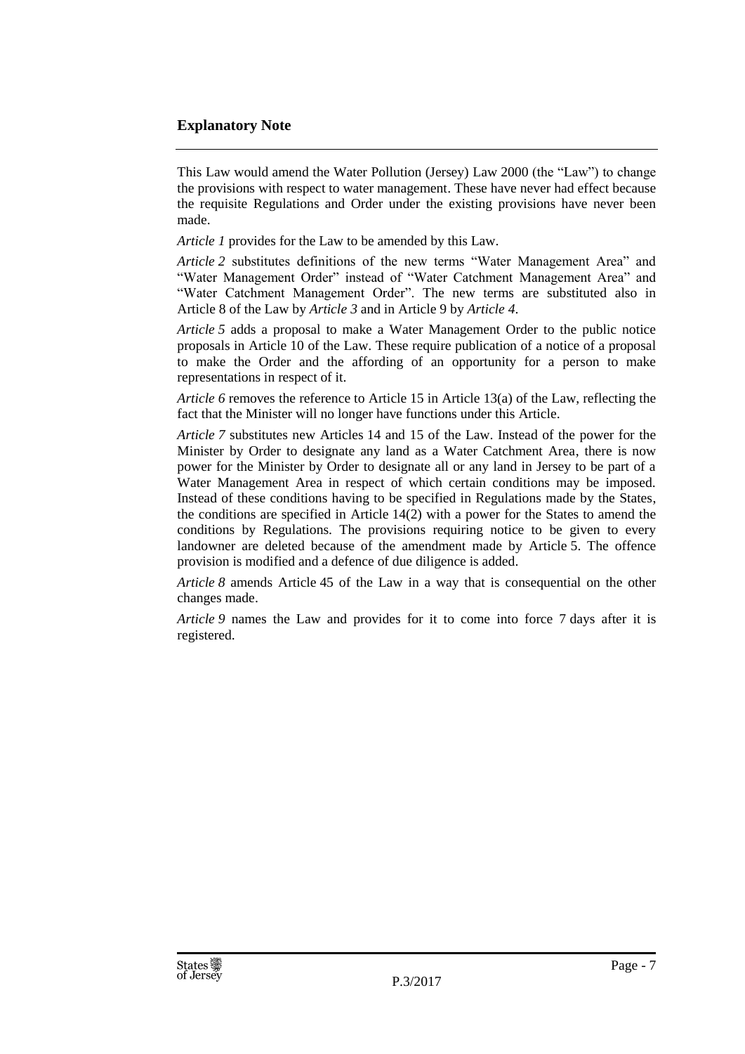## Explanatory Note

This Law would amend the Water Pollution (Jersey) Law 2000 (the "Law") to change the provisions with respect to water management. These have never had effect because the requisite Regulations and Order under the existing provisions have never been made.

*Article 1* provides for the Law to be amended by this Law.

*Article 2* substitutes definitions of the new terms "Water Management Area" and "Water Management Order" instead of "Water Catchment Management Area" and "Water Catchment Management Order". The new terms are substituted also in Article 8 of the Law by *Article 3* and in Article 9 by *Article 4*.

*Article 5* adds a proposal to make a Water Management Order to the public notice proposals in Article 10 of the Law. These require publication of a notice of a proposal to make the Order and the affording of an opportunity for a person to make representations in respect of it.

*Article 6* removes the reference to Article 15 in Article 13(a) of the Law, reflecting the fact that the Minister will no longer have functions under this Article.

*Article 7* substitutes new Articles 14 and 15 of the Law. Instead of the power for the Minister by Order to designate any land as a Water Catchment Area, there is now power for the Minister by Order to designate all or any land in Jersey to be part of a Water Management Area in respect of which certain conditions may be imposed. Instead of these conditions having to be specified in Regulations made by the States, the conditions are specified in Article 14(2) with a power for the States to amend the conditions by Regulations. The provisions requiring notice to be given to every landowner are deleted because of the amendment made by Article 5. The offence provision is modified and a defence of due diligence is added.

*Article 8* amends Article 45 of the Law in a way that is consequential on the other changes made.

*Article 9* names the Law and provides for it to come into force 7 days after it is registered.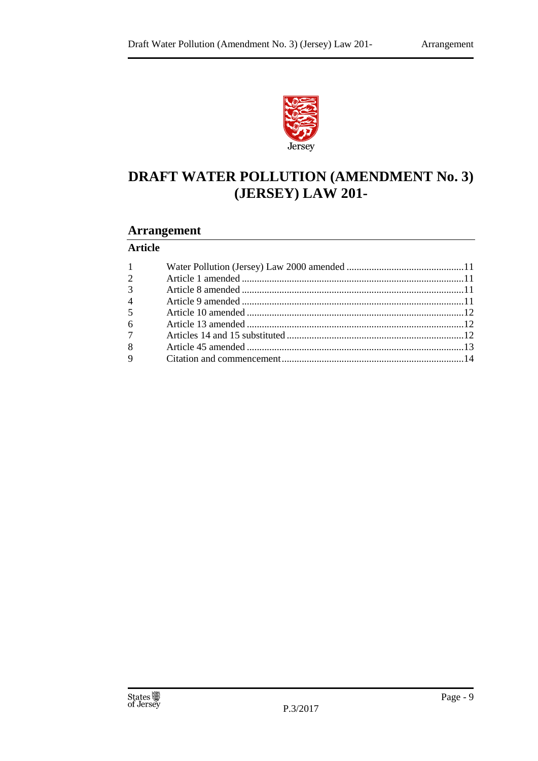# DRAFT WATER POLLUTION (AMENDMENT No. 3) (JERSEY) LAW 201-

## Arrangement

**Article**

| | | |
|---|---|---|
| 1 | Water Pollution (Jersey) Law 2000 amended | 11 |
| 2 | Article 1 amended | 11 |
| 3 | Article 8 amended | 11 |
| 4 | Article 9 amended | 11 |
| 5 | Article 10 amended | 12 |
| 6 | Article 13 amended | 12 |
| 7 | Articles 14 and 15 substituted | 12 |
| 8 | Article 45 amended | 13 |
| 9 | Citation and commencement | 14 |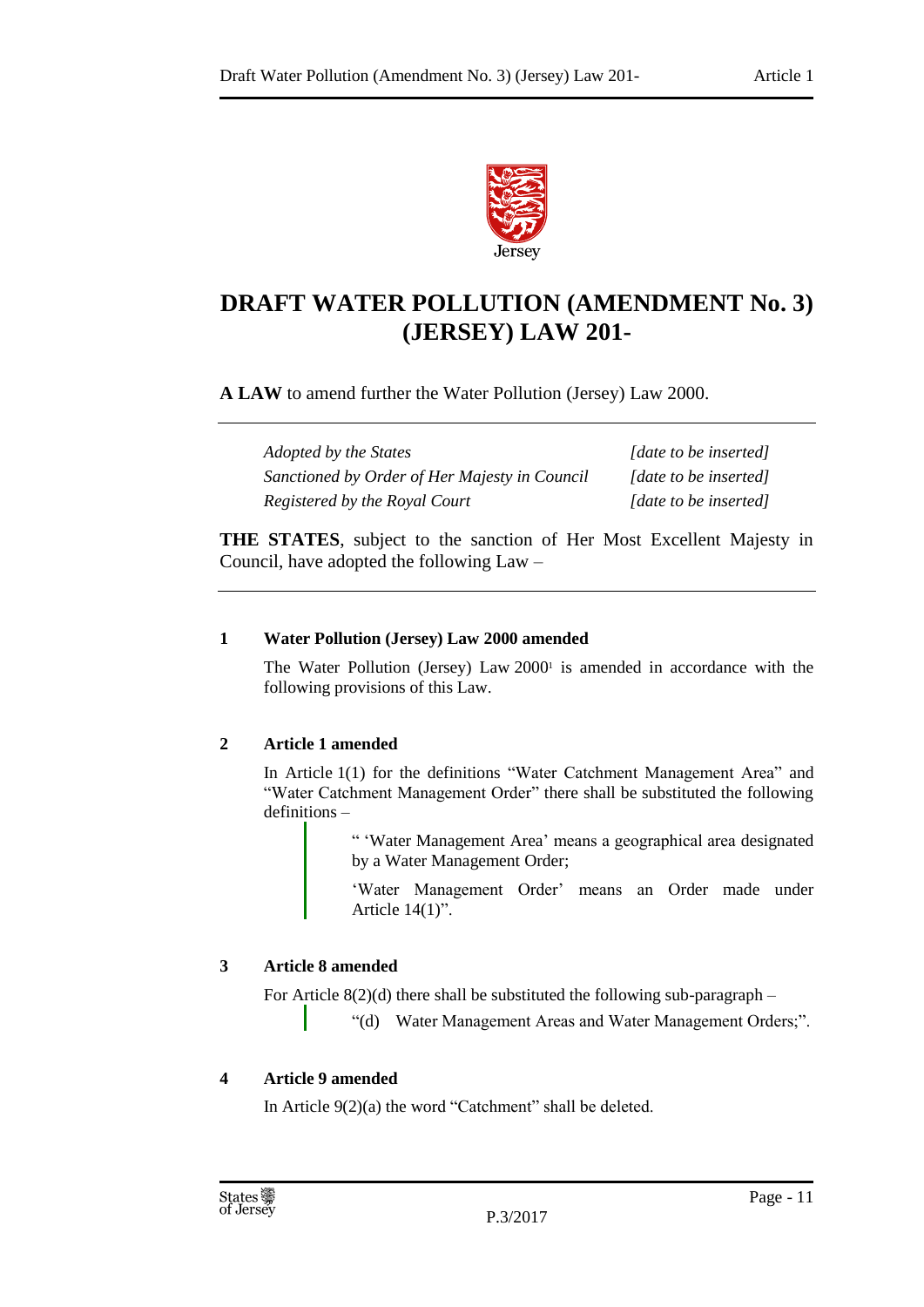# DRAFT WATER POLLUTION (AMENDMENT No. 3) (JERSEY) LAW 201-

**A LAW** to amend further the Water Pollution (Jersey) Law 2000.

| | |
|---|---|
| *Adopted by the States* | *[date to be inserted]* |
| *Sanctioned by Order of Her Majesty in Council* | *[date to be inserted]* |
| *Registered by the Royal Court* | *[date to be inserted]* |

**THE STATES**, subject to the sanction of Her Most Excellent Majesty in Council, have adopted the following Law –

### 1 Water Pollution (Jersey) Law 2000 amended

The Water Pollution (Jersey) Law 2000[1] is amended in accordance with the following provisions of this Law.

### 2 Article 1 amended

In Article 1(1) for the definitions "Water Catchment Management Area" and "Water Catchment Management Order" there shall be substituted the following definitions –

> " 'Water Management Area' means a geographical area designated by a Water Management Order;
>
> 'Water Management Order' means an Order made under Article 14(1)".

### 3 Article 8 amended

For Article 8(2)(d) there shall be substituted the following sub-paragraph –

> "(d) Water Management Areas and Water Management Orders;".

### 4 Article 9 amended

In Article 9(2)(a) the word "Catchment" shall be deleted.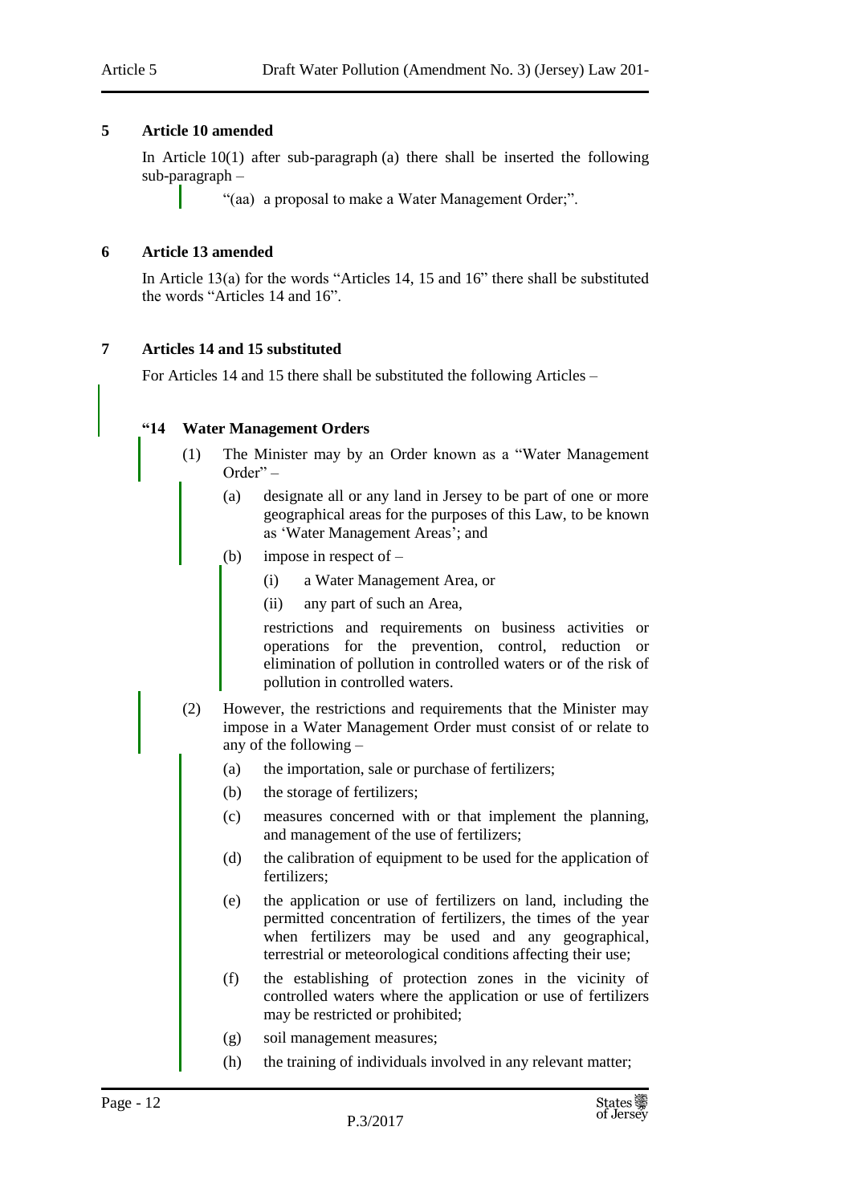## 5 Article 10 amended

In Article 10(1) after sub-paragraph (a) there shall be inserted the following sub-paragraph –

> "(aa) a proposal to make a Water Management Order;".

## 6 Article 13 amended

In Article 13(a) for the words "Articles 14, 15 and 16" there shall be substituted the words "Articles 14 and 16".

## 7 Articles 14 and 15 substituted

For Articles 14 and 15 there shall be substituted the following Articles –

### "14 Water Management Orders

(1) The Minister may by an Order known as a "Water Management Order" –

- (a) designate all or any land in Jersey to be part of one or more geographical areas for the purposes of this Law, to be known as 'Water Management Areas'; and
- (b) impose in respect of –
  - (i) a Water Management Area, or
  - (ii) any part of such an Area,

  restrictions and requirements on business activities or operations for the prevention, control, reduction or elimination of pollution in controlled waters or of the risk of pollution in controlled waters.

(2) However, the restrictions and requirements that the Minister may impose in a Water Management Order must consist of or relate to any of the following –

- (a) the importation, sale or purchase of fertilizers;
- (b) the storage of fertilizers;
- (c) measures concerned with or that implement the planning, and management of the use of fertilizers;
- (d) the calibration of equipment to be used for the application of fertilizers;
- (e) the application or use of fertilizers on land, including the permitted concentration of fertilizers, the times of the year when fertilizers may be used and any geographical, terrestrial or meteorological conditions affecting their use;
- (f) the establishing of protection zones in the vicinity of controlled waters where the application or use of fertilizers may be restricted or prohibited;
- (g) soil management measures;
- (h) the training of individuals involved in any relevant matter;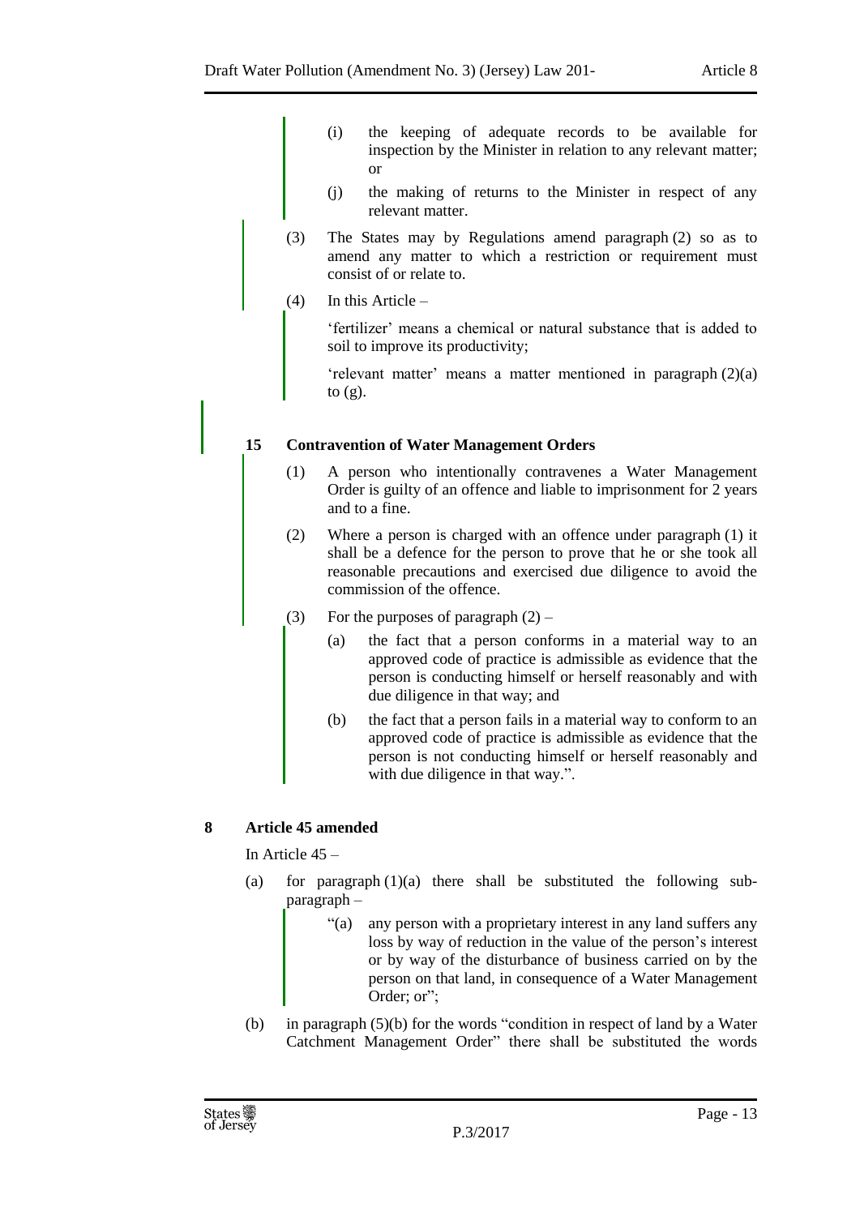(i) the keeping of adequate records to be available for inspection by the Minister in relation to any relevant matter; or

(j) the making of returns to the Minister in respect of any relevant matter.

(3) The States may by Regulations amend paragraph (2) so as to amend any matter to which a restriction or requirement must consist of or relate to.

(4) In this Article –

'fertilizer' means a chemical or natural substance that is added to soil to improve its productivity;

'relevant matter' means a matter mentioned in paragraph (2)(a) to (g).

**15 Contravention of Water Management Orders**

(1) A person who intentionally contravenes a Water Management Order is guilty of an offence and liable to imprisonment for 2 years and to a fine.

(2) Where a person is charged with an offence under paragraph (1) it shall be a defence for the person to prove that he or she took all reasonable precautions and exercised due diligence to avoid the commission of the offence.

(3) For the purposes of paragraph (2) –

(a) the fact that a person conforms in a material way to an approved code of practice is admissible as evidence that the person is conducting himself or herself reasonably and with due diligence in that way; and

(b) the fact that a person fails in a material way to conform to an approved code of practice is admissible as evidence that the person is not conducting himself or herself reasonably and with due diligence in that way.".

**8 Article 45 amended**

In Article 45 –

(a) for paragraph (1)(a) there shall be substituted the following sub-paragraph –

"(a) any person with a proprietary interest in any land suffers any loss by way of reduction in the value of the person's interest or by way of the disturbance of business carried on by the person on that land, in consequence of a Water Management Order; or";

(b) in paragraph (5)(b) for the words "condition in respect of land by a Water Catchment Management Order" there shall be substituted the words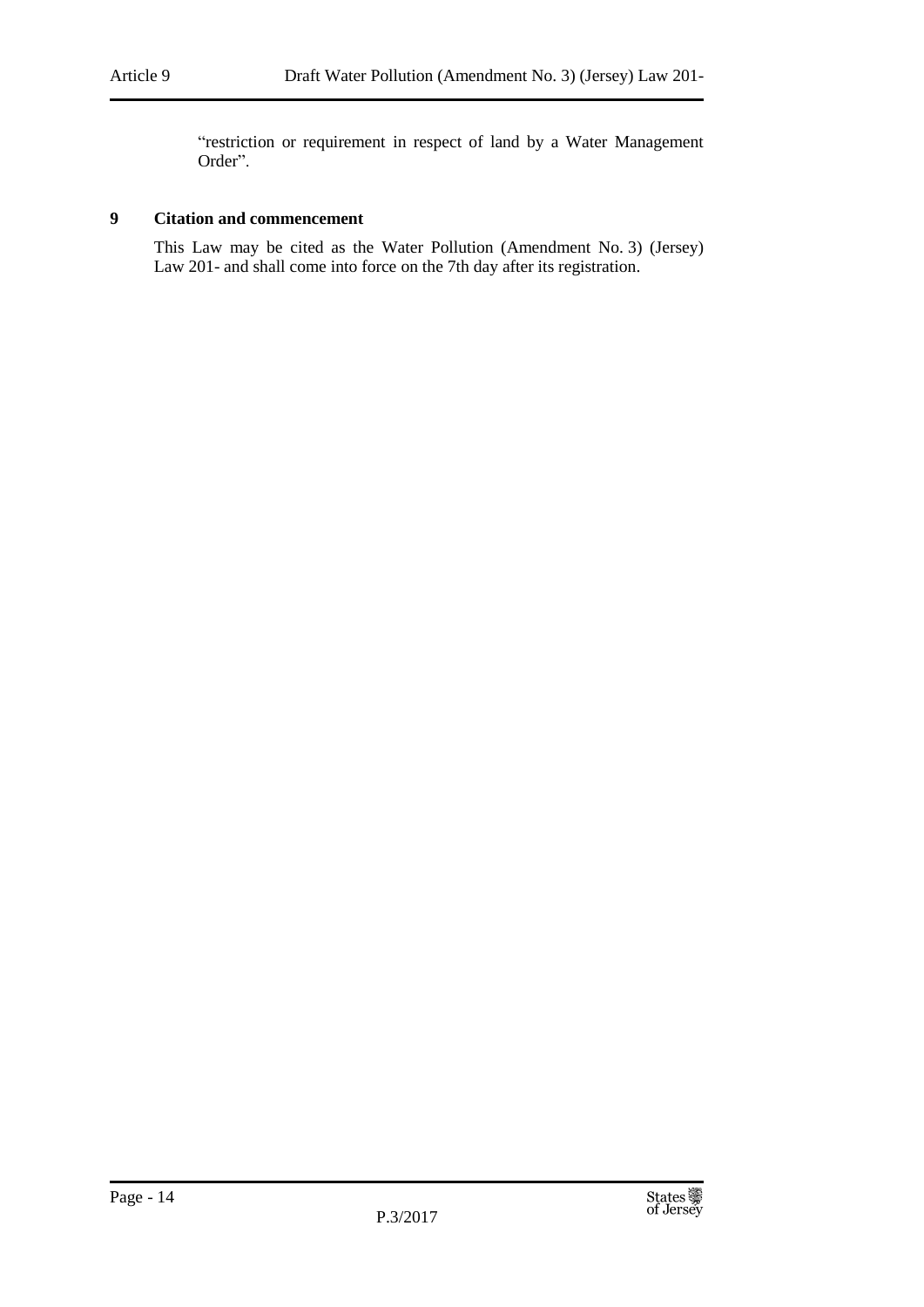"restriction or requirement in respect of land by a Water Management Order".

**9 Citation and commencement**

This Law may be cited as the Water Pollution (Amendment No. 3) (Jersey) Law 201- and shall come into force on the 7th day after its registration.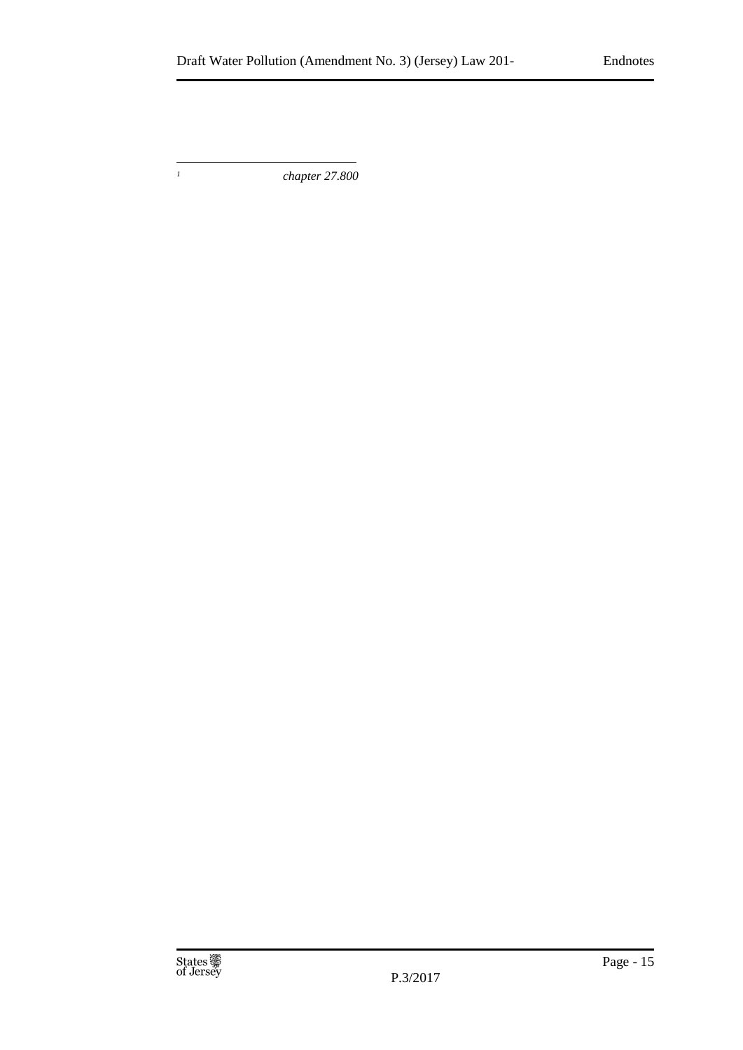[1] *chapter 27.800*